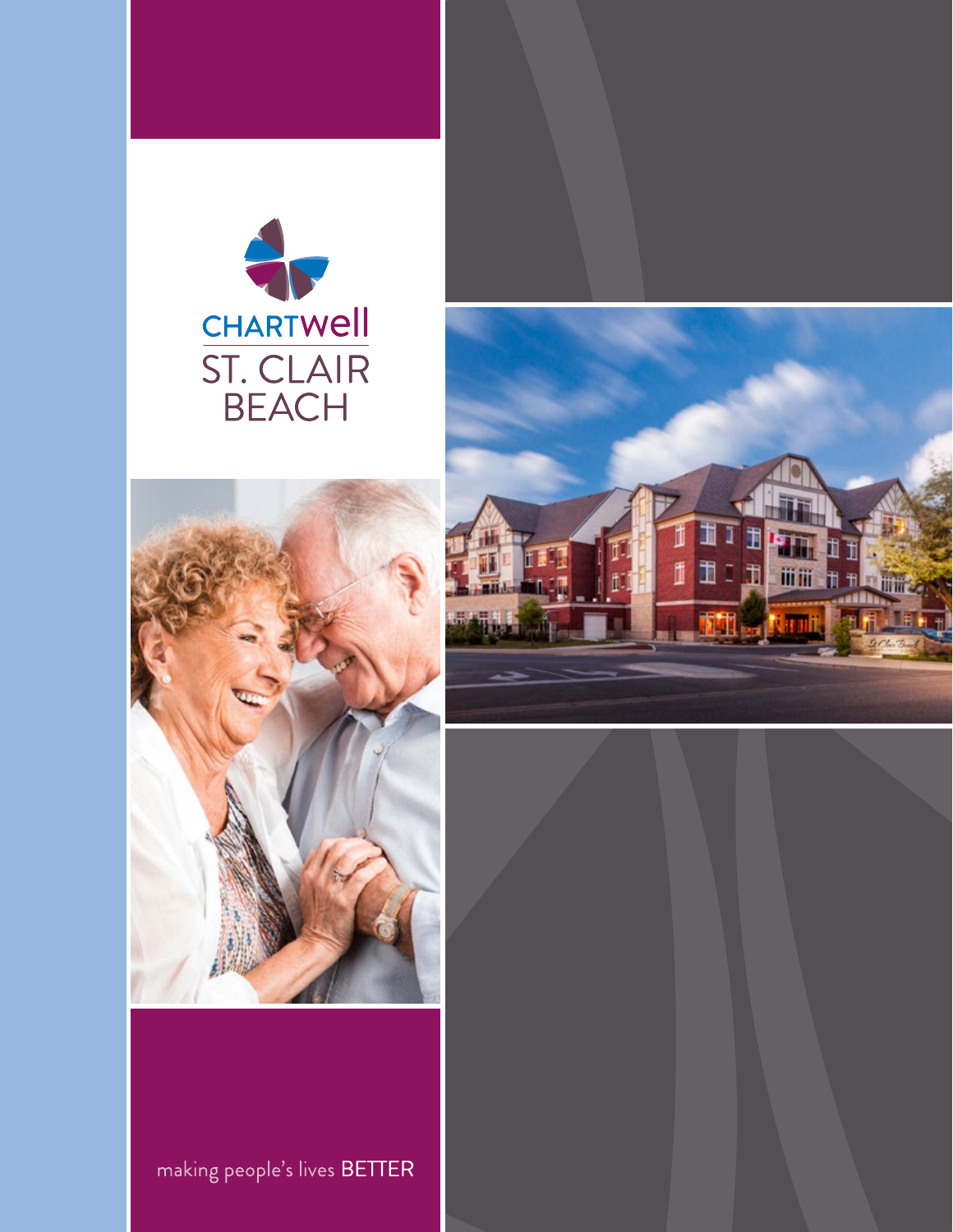CHARTWell

# ST. CLAIR BEACH

making people's lives BETTER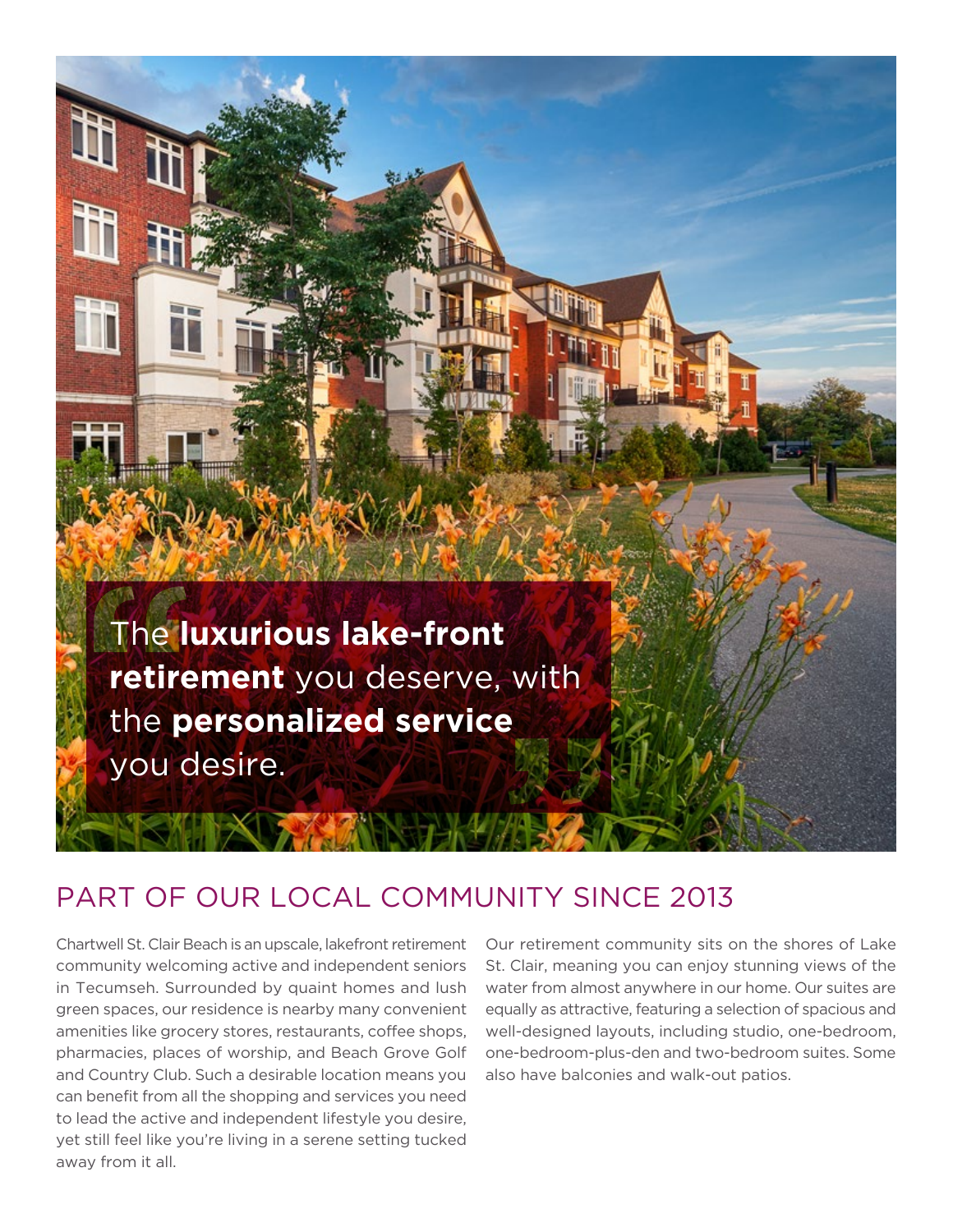> The **luxurious lake-front retirement** you deserve, with the **personalized service** you desire.

## PART OF OUR LOCAL COMMUNITY SINCE 2013

Chartwell St. Clair Beach is an upscale, lakefront retirement community welcoming active and independent seniors in Tecumseh. Surrounded by quaint homes and lush green spaces, our residence is nearby many convenient amenities like grocery stores, restaurants, coffee shops, pharmacies, places of worship, and Beach Grove Golf and Country Club. Such a desirable location means you can benefit from all the shopping and services you need to lead the active and independent lifestyle you desire, yet still feel like you're living in a serene setting tucked away from it all.

Our retirement community sits on the shores of Lake St. Clair, meaning you can enjoy stunning views of the water from almost anywhere in our home. Our suites are equally as attractive, featuring a selection of spacious and well-designed layouts, including studio, one-bedroom, one-bedroom-plus-den and two-bedroom suites. Some also have balconies and walk-out patios.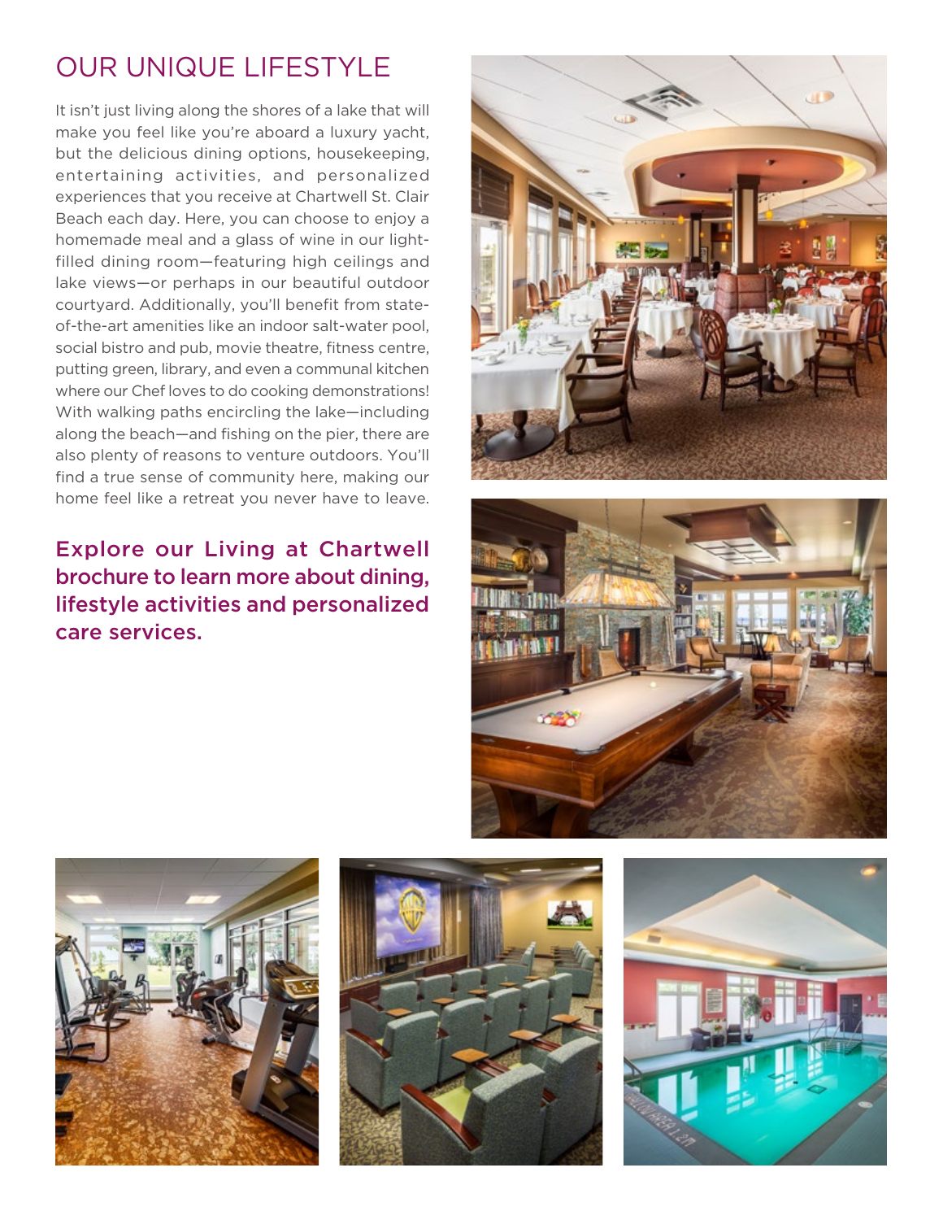# OUR UNIQUE LIFESTYLE

It isn't just living along the shores of a lake that will make you feel like you're aboard a luxury yacht, but the delicious dining options, housekeeping, entertaining activities, and personalized experiences that you receive at Chartwell St. Clair Beach each day. Here, you can choose to enjoy a homemade meal and a glass of wine in our light-filled dining room—featuring high ceilings and lake views—or perhaps in our beautiful outdoor courtyard. Additionally, you'll benefit from state-of-the-art amenities like an indoor salt-water pool, social bistro and pub, movie theatre, fitness centre, putting green, library, and even a communal kitchen where our Chef loves to do cooking demonstrations! With walking paths encircling the lake—including along the beach—and fishing on the pier, there are also plenty of reasons to venture outdoors. You'll find a true sense of community here, making our home feel like a retreat you never have to leave.

**Explore our Living at Chartwell brochure to learn more about dining, lifestyle activities and personalized care services.**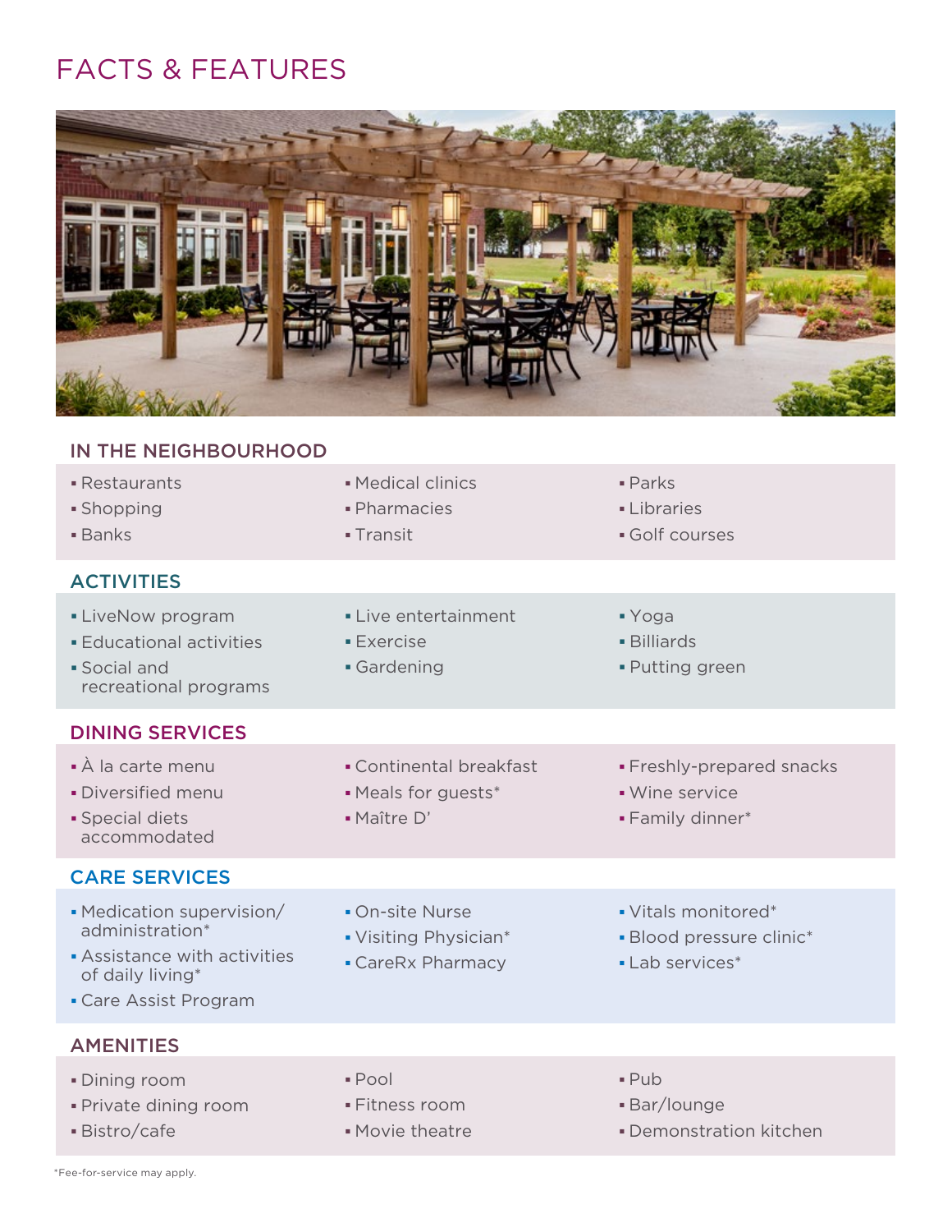# FACTS & FEATURES

## IN THE NEIGHBOURHOOD

- Restaurants
- Shopping
- Banks
- Medical clinics
- Pharmacies
- Transit
- Parks
- Libraries
- Golf courses

## ACTIVITIES

- LiveNow program
- Educational activities
- Social and recreational programs
- Live entertainment
- Exercise
- Gardening
- Yoga
- Billiards
- Putting green

## DINING SERVICES

- À la carte menu
- Diversified menu
- Special diets accommodated
- Continental breakfast
- Meals for guests*
- Maître D'
- Freshly-prepared snacks
- Wine service
- Family dinner*

## CARE SERVICES

- Medication supervision/ administration*
- Assistance with activities of daily living*
- Care Assist Program
- On-site Nurse
- Visiting Physician*
- CareRx Pharmacy
- Vitals monitored*
- Blood pressure clinic*
- Lab services*

## AMENITIES

- Dining room
- Private dining room
- Bistro/cafe
- Pool
- Fitness room
- Movie theatre
- Pub
- Bar/lounge
- Demonstration kitchen

*Fee-for-service may apply.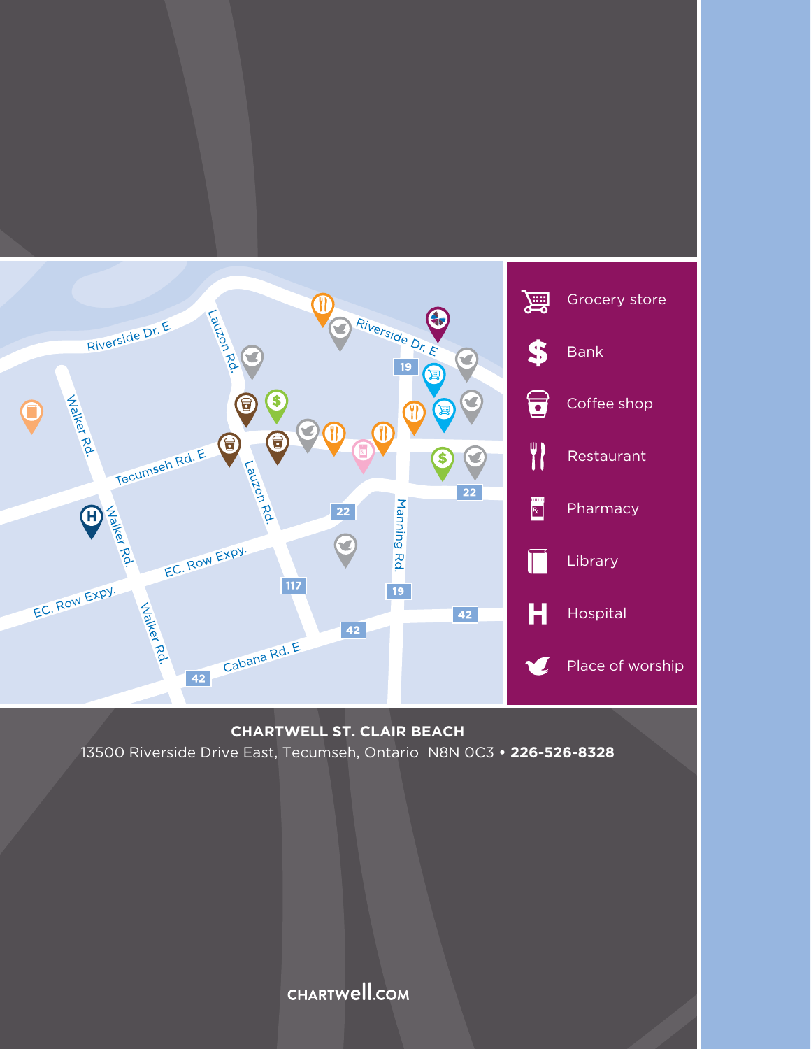Riverside Dr. E
Lauzon Rd.
Riverside Dr. E
19
Walker Rd.
Tecumseh Rd. E
Lauzon Rd.
22
22
Manning Rd.
Walker Rd.
EC. Row Expy.
EC. Row Expy.
117
19
42
42
Walker Rd.
Cabana Rd. E
42

- Grocery store
- Bank
- Coffee shop
- Restaurant
- Pharmacy
- Library
- Hospital
- Place of worship

**CHARTWELL ST. CLAIR BEACH**
13500 Riverside Drive East, Tecumseh, Ontario  N8N 0C3 • **226-526-8328**

CHARTWELL.COM